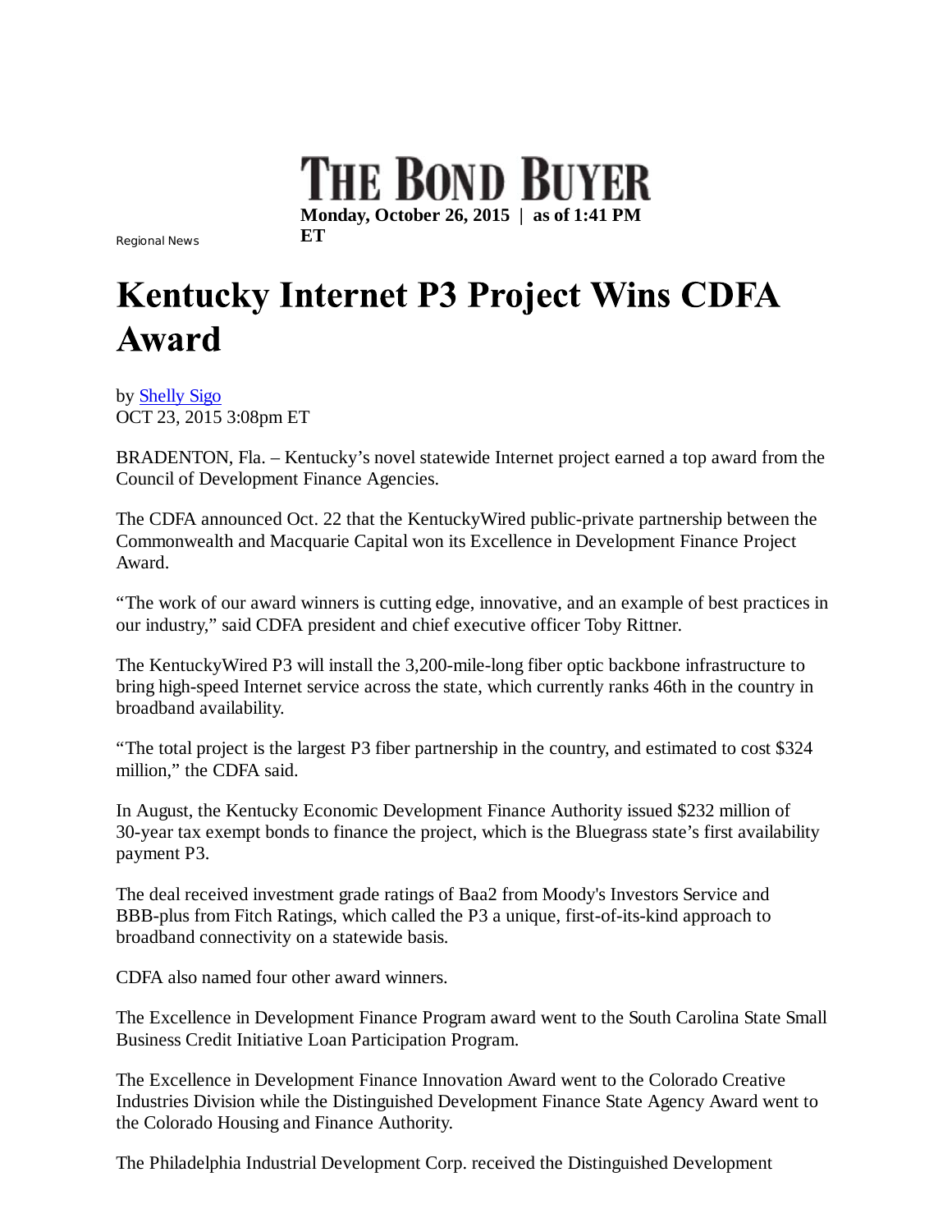THE BOND BUYER

Monday, October 26, 2015 | as of 1:41 PM ET

Regional News

# Kentucky Internet P3 Project Wins CDFA Award

by Shelly Sigo
OCT 23, 2015 3:08pm ET

BRADENTON, Fla. – Kentucky's novel statewide Internet project earned a top award from the Council of Development Finance Agencies.

The CDFA announced Oct. 22 that the KentuckyWired public-private partnership between the Commonwealth and Macquarie Capital won its Excellence in Development Finance Project Award.

"The work of our award winners is cutting edge, innovative, and an example of best practices in our industry," said CDFA president and chief executive officer Toby Rittner.

The KentuckyWired P3 will install the 3,200-mile-long fiber optic backbone infrastructure to bring high-speed Internet service across the state, which currently ranks 46th in the country in broadband availability.

"The total project is the largest P3 fiber partnership in the country, and estimated to cost $324 million," the CDFA said.

In August, the Kentucky Economic Development Finance Authority issued $232 million of 30-year tax exempt bonds to finance the project, which is the Bluegrass state's first availability payment P3.

The deal received investment grade ratings of Baa2 from Moody's Investors Service and BBB-plus from Fitch Ratings, which called the P3 a unique, first-of-its-kind approach to broadband connectivity on a statewide basis.

CDFA also named four other award winners.

The Excellence in Development Finance Program award went to the South Carolina State Small Business Credit Initiative Loan Participation Program.

The Excellence in Development Finance Innovation Award went to the Colorado Creative Industries Division while the Distinguished Development Finance State Agency Award went to the Colorado Housing and Finance Authority.

The Philadelphia Industrial Development Corp. received the Distinguished Development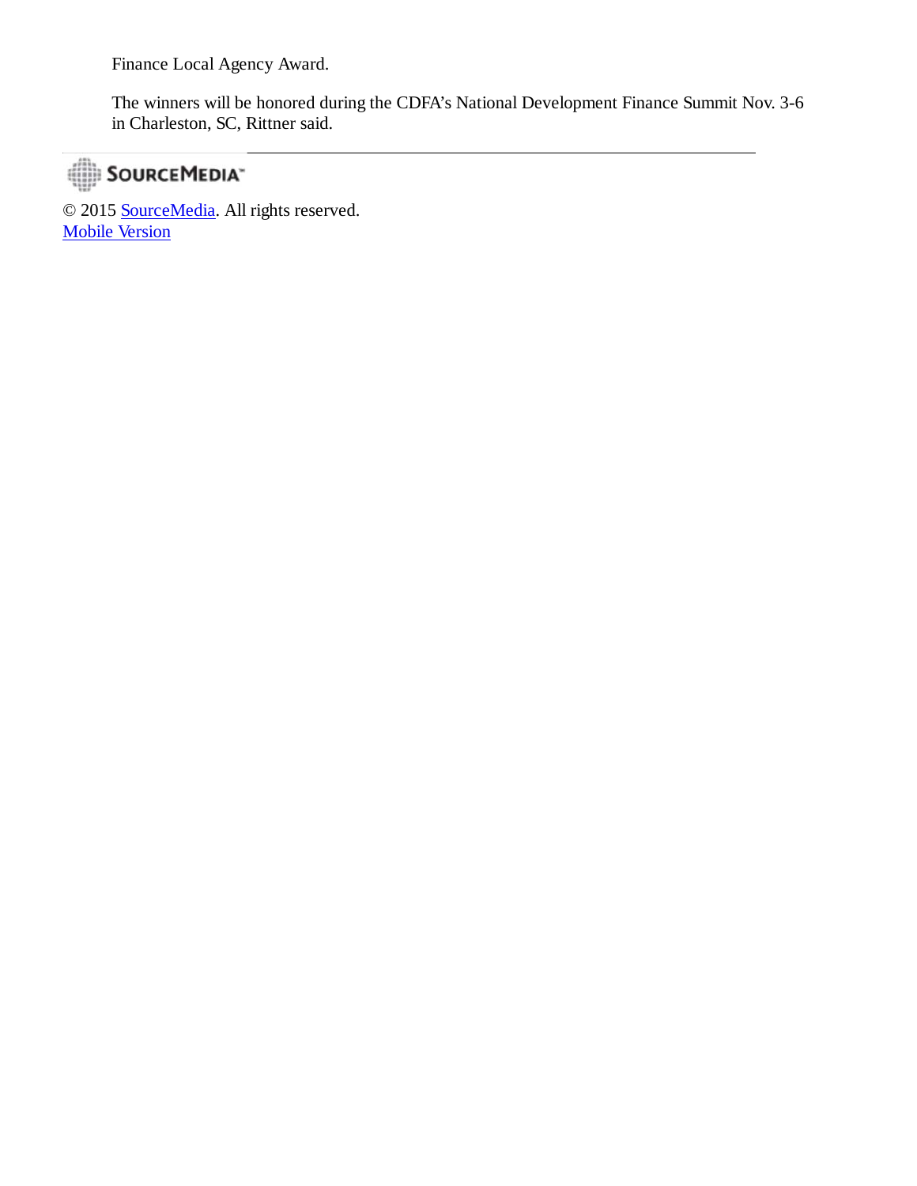Finance Local Agency Award.

The winners will be honored during the CDFA's National Development Finance Summit Nov. 3-6 in Charleston, SC, Rittner said.

---

© 2015 SourceMedia. All rights reserved.
Mobile Version